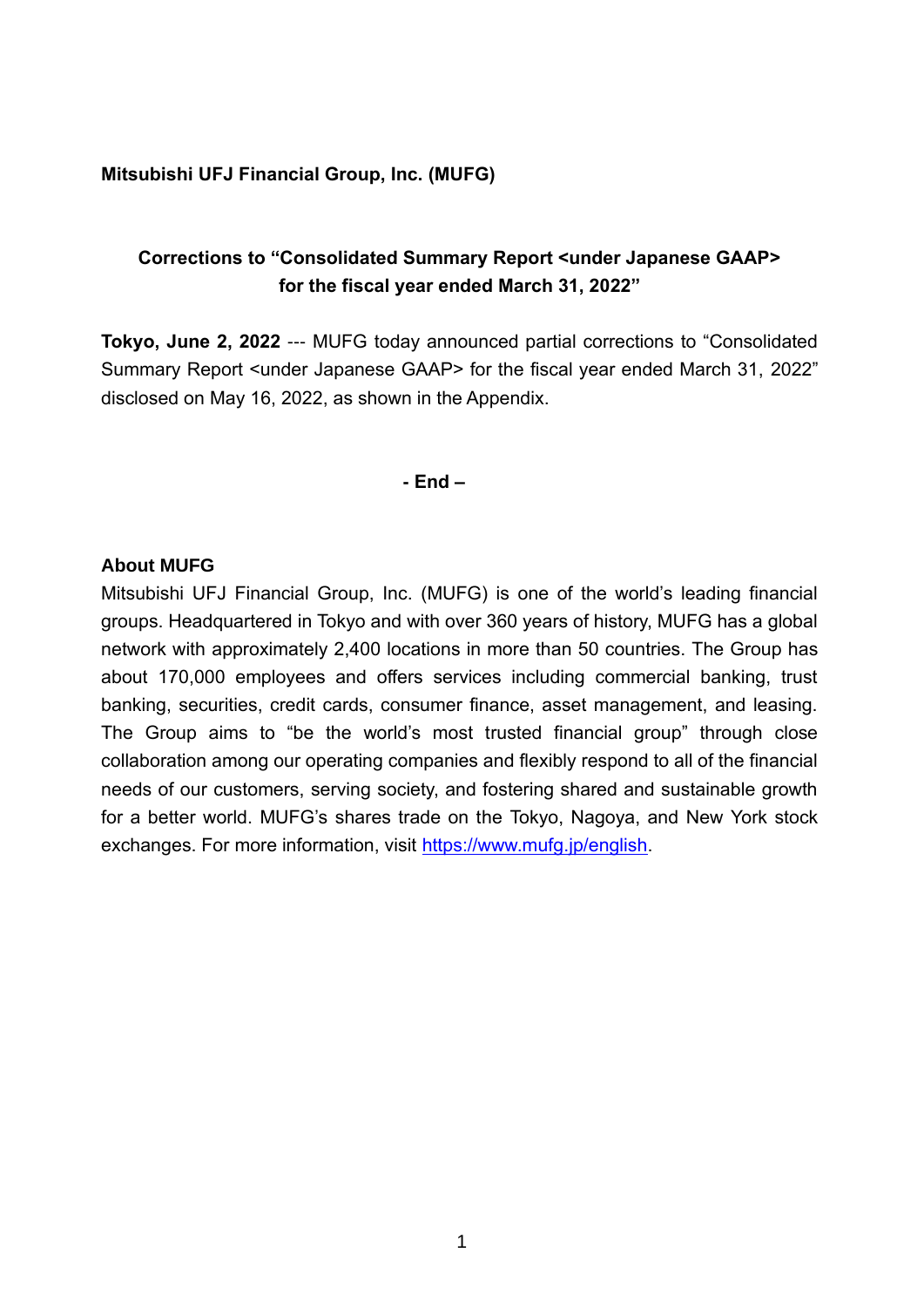**Mitsubishi UFJ Financial Group, Inc. (MUFG)**

## Corrections to "Consolidated Summary Report <under Japanese GAAP> for the fiscal year ended March 31, 2022"

**Tokyo, June 2, 2022** --- MUFG today announced partial corrections to "Consolidated Summary Report <under Japanese GAAP> for the fiscal year ended March 31, 2022" disclosed on May 16, 2022, as shown in the Appendix.

**- End –**

### About MUFG

Mitsubishi UFJ Financial Group, Inc. (MUFG) is one of the world's leading financial groups. Headquartered in Tokyo and with over 360 years of history, MUFG has a global network with approximately 2,400 locations in more than 50 countries. The Group has about 170,000 employees and offers services including commercial banking, trust banking, securities, credit cards, consumer finance, asset management, and leasing. The Group aims to "be the world's most trusted financial group" through close collaboration among our operating companies and flexibly respond to all of the financial needs of our customers, serving society, and fostering shared and sustainable growth for a better world. MUFG's shares trade on the Tokyo, Nagoya, and New York stock exchanges. For more information, visit https://www.mufg.jp/english.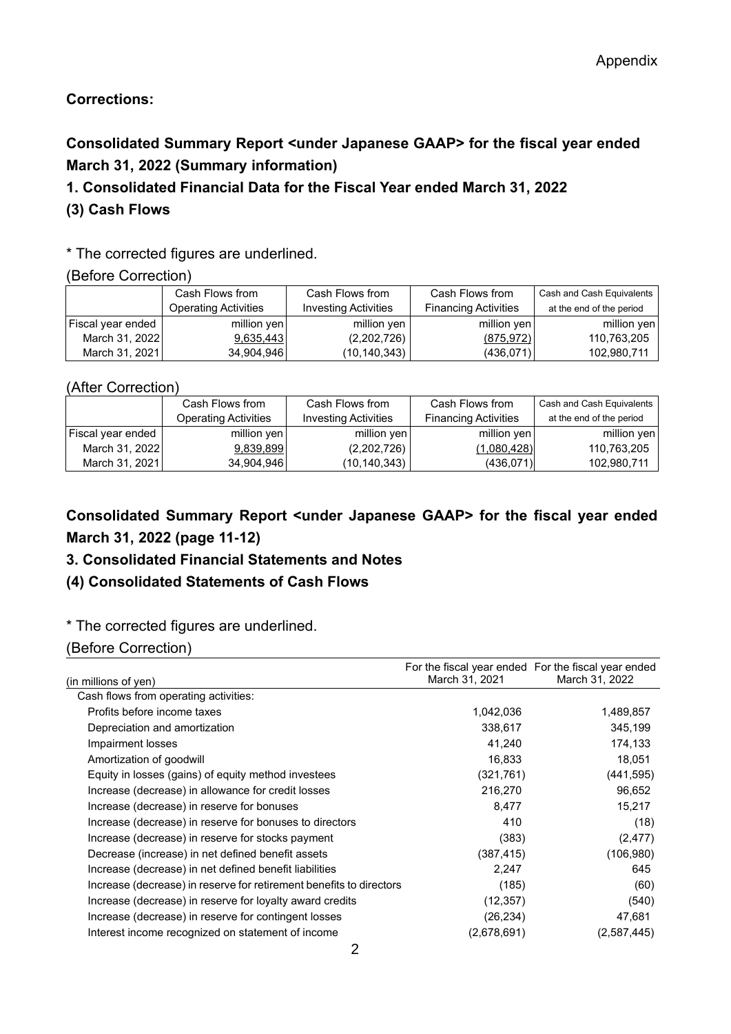Appendix

**Corrections:**

## Consolidated Summary Report <under Japanese GAAP> for the fiscal year ended March 31, 2022 (Summary information)

## 1. Consolidated Financial Data for the Fiscal Year ended March 31, 2022

## (3) Cash Flows

* The corrected figures are underlined.

(Before Correction)

| | Cash Flows from Operating Activities | Cash Flows from Investing Activities | Cash Flows from Financing Activities | Cash and Cash Equivalents at the end of the period |
|---|---|---|---|---|
| Fiscal year ended | million yen | million yen | million yen | million yen |
| March 31, 2022 | <u>9,635,443</u> | (2,202,726) | <u>(875,972)</u> | 110,763,205 |
| March 31, 2021 | 34,904,946 | (10,140,343) | (436,071) | 102,980,711 |

(After Correction)

| | Cash Flows from Operating Activities | Cash Flows from Investing Activities | Cash Flows from Financing Activities | Cash and Cash Equivalents at the end of the period |
|---|---|---|---|---|
| Fiscal year ended | million yen | million yen | million yen | million yen |
| March 31, 2022 | <u>9,839,899</u> | (2,202,726) | <u>(1,080,428)</u> | 110,763,205 |
| March 31, 2021 | 34,904,946 | (10,140,343) | (436,071) | 102,980,711 |

## Consolidated Summary Report <under Japanese GAAP> for the fiscal year ended March 31, 2022 (page 11-12)

## 3. Consolidated Financial Statements and Notes

## (4) Consolidated Statements of Cash Flows

* The corrected figures are underlined.

(Before Correction)

| (in millions of yen) | For the fiscal year ended March 31, 2021 | For the fiscal year ended March 31, 2022 |
|---|---|---|
| Cash flows from operating activities: | | |
| Profits before income taxes | 1,042,036 | 1,489,857 |
| Depreciation and amortization | 338,617 | 345,199 |
| Impairment losses | 41,240 | 174,133 |
| Amortization of goodwill | 16,833 | 18,051 |
| Equity in losses (gains) of equity method investees | (321,761) | (441,595) |
| Increase (decrease) in allowance for credit losses | 216,270 | 96,652 |
| Increase (decrease) in reserve for bonuses | 8,477 | 15,217 |
| Increase (decrease) in reserve for bonuses to directors | 410 | (18) |
| Increase (decrease) in reserve for stocks payment | (383) | (2,477) |
| Decrease (increase) in net defined benefit assets | (387,415) | (106,980) |
| Increase (decrease) in net defined benefit liabilities | 2,247 | 645 |
| Increase (decrease) in reserve for retirement benefits to directors | (185) | (60) |
| Increase (decrease) in reserve for loyalty award credits | (12,357) | (540) |
| Increase (decrease) in reserve for contingent losses | (26,234) | 47,681 |
| Interest income recognized on statement of income | (2,678,691) | (2,587,445) |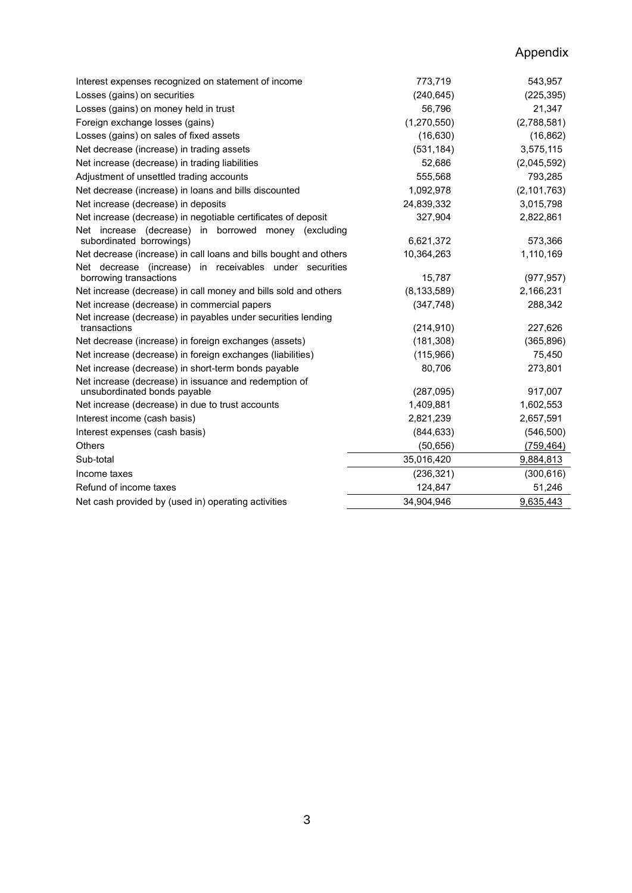Appendix

| | | |
|---|---|---|
| Interest expenses recognized on statement of income | 773,719 | 543,957 |
| Losses (gains) on securities | (240,645) | (225,395) |
| Losses (gains) on money held in trust | 56,796 | 21,347 |
| Foreign exchange losses (gains) | (1,270,550) | (2,788,581) |
| Losses (gains) on sales of fixed assets | (16,630) | (16,862) |
| Net decrease (increase) in trading assets | (531,184) | 3,575,115 |
| Net increase (decrease) in trading liabilities | 52,686 | (2,045,592) |
| Adjustment of unsettled trading accounts | 555,568 | 793,285 |
| Net decrease (increase) in loans and bills discounted | 1,092,978 | (2,101,763) |
| Net increase (decrease) in deposits | 24,839,332 | 3,015,798 |
| Net increase (decrease) in negotiable certificates of deposit | 327,904 | 2,822,861 |
| Net increase (decrease) in borrowed money (excluding subordinated borrowings) | 6,621,372 | 573,366 |
| Net decrease (increase) in call loans and bills bought and others | 10,364,263 | 1,110,169 |
| Net decrease (increase) in receivables under securities borrowing transactions | 15,787 | (977,957) |
| Net increase (decrease) in call money and bills sold and others | (8,133,589) | 2,166,231 |
| Net increase (decrease) in commercial papers | (347,748) | 288,342 |
| Net increase (decrease) in payables under securities lending transactions | (214,910) | 227,626 |
| Net decrease (increase) in foreign exchanges (assets) | (181,308) | (365,896) |
| Net increase (decrease) in foreign exchanges (liabilities) | (115,966) | 75,450 |
| Net increase (decrease) in short-term bonds payable | 80,706 | 273,801 |
| Net increase (decrease) in issuance and redemption of unsubordinated bonds payable | (287,095) | 917,007 |
| Net increase (decrease) in due to trust accounts | 1,409,881 | 1,602,553 |
| Interest income (cash basis) | 2,821,239 | 2,657,591 |
| Interest expenses (cash basis) | (844,633) | (546,500) |
| Others | (50,656) | (759,464) |
| Sub-total | 35,016,420 | 9,884,813 |
| Income taxes | (236,321) | (300,616) |
| Refund of income taxes | 124,847 | 51,246 |
| Net cash provided by (used in) operating activities | 34,904,946 | 9,635,443 |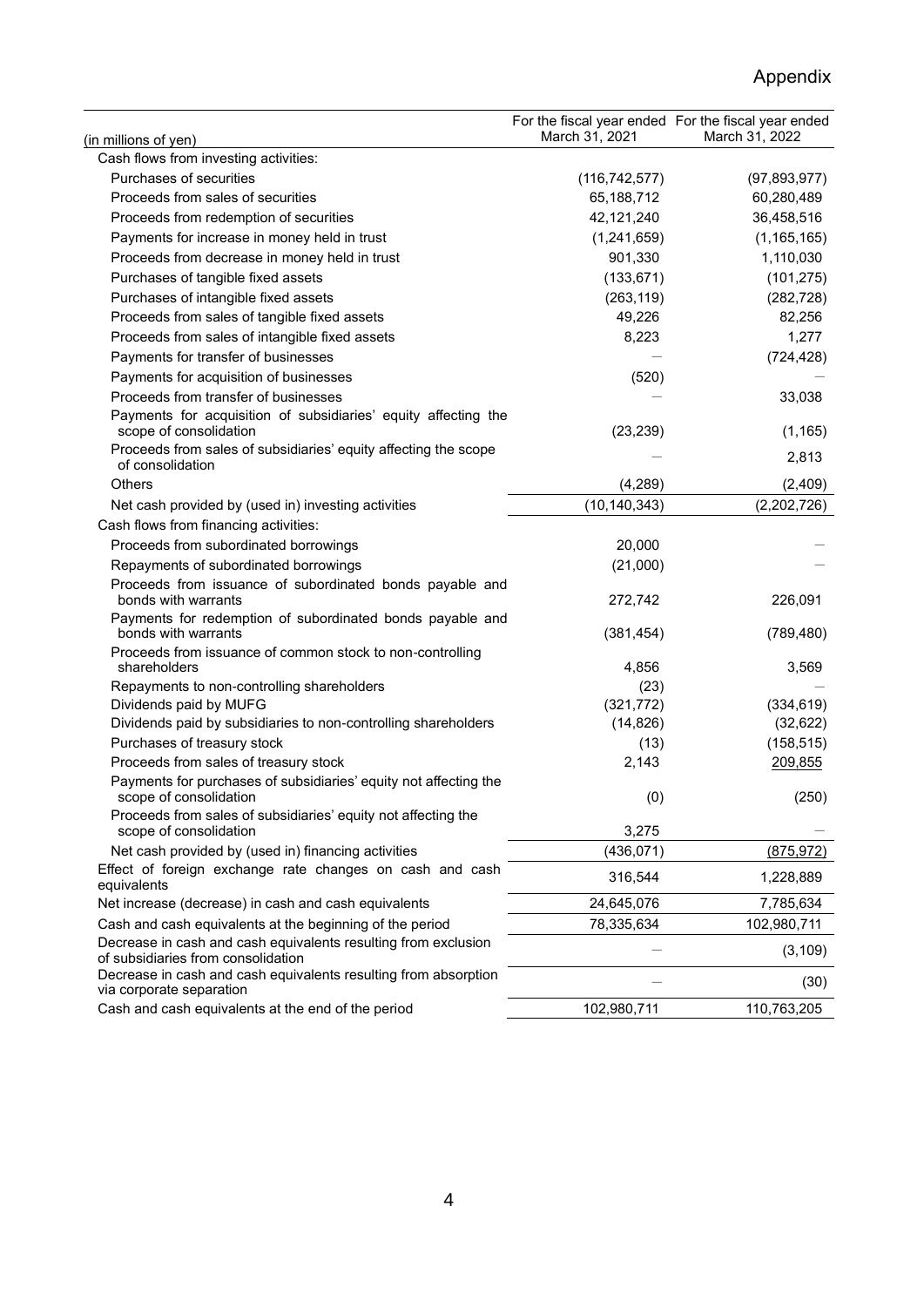# Appendix

| (in millions of yen) | For the fiscal year ended March 31, 2021 | For the fiscal year ended March 31, 2022 |
|---|---|---|
| Cash flows from investing activities: | | |
| Purchases of securities | (116,742,577) | (97,893,977) |
| Proceeds from sales of securities | 65,188,712 | 60,280,489 |
| Proceeds from redemption of securities | 42,121,240 | 36,458,516 |
| Payments for increase in money held in trust | (1,241,659) | (1,165,165) |
| Proceeds from decrease in money held in trust | 901,330 | 1,110,030 |
| Purchases of tangible fixed assets | (133,671) | (101,275) |
| Purchases of intangible fixed assets | (263,119) | (282,728) |
| Proceeds from sales of tangible fixed assets | 49,226 | 82,256 |
| Proceeds from sales of intangible fixed assets | 8,223 | 1,277 |
| Payments for transfer of businesses | — | (724,428) |
| Payments for acquisition of businesses | (520) | — |
| Proceeds from transfer of businesses | — | 33,038 |
| Payments for acquisition of subsidiaries' equity affecting the scope of consolidation | (23,239) | (1,165) |
| Proceeds from sales of subsidiaries' equity affecting the scope of consolidation | — | 2,813 |
| Others | (4,289) | (2,409) |
| Net cash provided by (used in) investing activities | (10,140,343) | (2,202,726) |
| Cash flows from financing activities: | | |
| Proceeds from subordinated borrowings | 20,000 | — |
| Repayments of subordinated borrowings | (21,000) | — |
| Proceeds from issuance of subordinated bonds payable and bonds with warrants | 272,742 | 226,091 |
| Payments for redemption of subordinated bonds payable and bonds with warrants | (381,454) | (789,480) |
| Proceeds from issuance of common stock to non-controlling shareholders | 4,856 | 3,569 |
| Repayments to non-controlling shareholders | (23) | — |
| Dividends paid by MUFG | (321,772) | (334,619) |
| Dividends paid by subsidiaries to non-controlling shareholders | (14,826) | (32,622) |
| Purchases of treasury stock | (13) | (158,515) |
| Proceeds from sales of treasury stock | 2,143 | 209,855 |
| Payments for purchases of subsidiaries' equity not affecting the scope of consolidation | (0) | (250) |
| Proceeds from sales of subsidiaries' equity not affecting the scope of consolidation | 3,275 | — |
| Net cash provided by (used in) financing activities | (436,071) | (875,972) |
| Effect of foreign exchange rate changes on cash and cash equivalents | 316,544 | 1,228,889 |
| Net increase (decrease) in cash and cash equivalents | 24,645,076 | 7,785,634 |
| Cash and cash equivalents at the beginning of the period | 78,335,634 | 102,980,711 |
| Decrease in cash and cash equivalents resulting from exclusion of subsidiaries from consolidation | — | (3,109) |
| Decrease in cash and cash equivalents resulting from absorption via corporate separation | — | (30) |
| Cash and cash equivalents at the end of the period | 102,980,711 | 110,763,205 |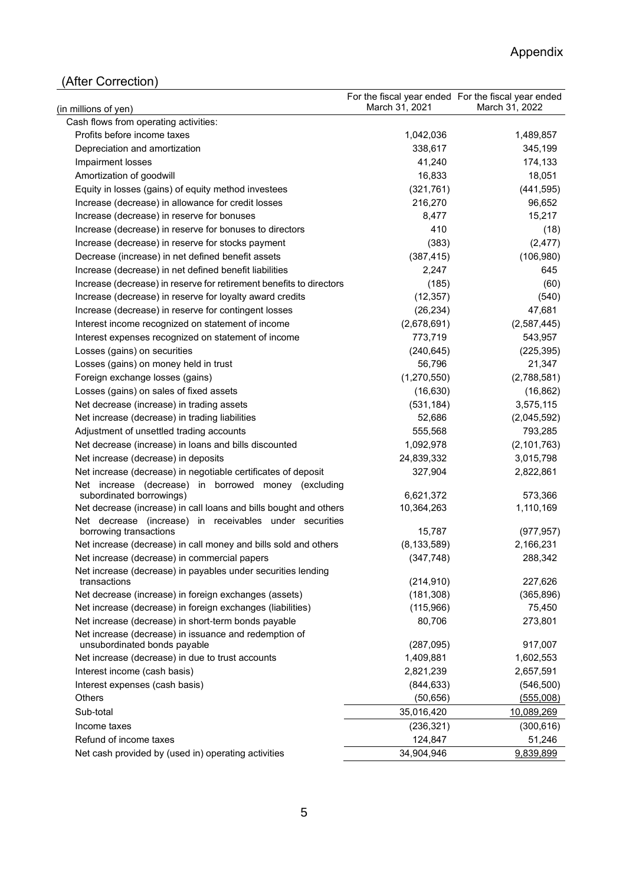Appendix

## (After Correction)

| (in millions of yen) | For the fiscal year ended March 31, 2021 | For the fiscal year ended March 31, 2022 |
|---|---|---|
| Cash flows from operating activities: | | |
| Profits before income taxes | 1,042,036 | 1,489,857 |
| Depreciation and amortization | 338,617 | 345,199 |
| Impairment losses | 41,240 | 174,133 |
| Amortization of goodwill | 16,833 | 18,051 |
| Equity in losses (gains) of equity method investees | (321,761) | (441,595) |
| Increase (decrease) in allowance for credit losses | 216,270 | 96,652 |
| Increase (decrease) in reserve for bonuses | 8,477 | 15,217 |
| Increase (decrease) in reserve for bonuses to directors | 410 | (18) |
| Increase (decrease) in reserve for stocks payment | (383) | (2,477) |
| Decrease (increase) in net defined benefit assets | (387,415) | (106,980) |
| Increase (decrease) in net defined benefit liabilities | 2,247 | 645 |
| Increase (decrease) in reserve for retirement benefits to directors | (185) | (60) |
| Increase (decrease) in reserve for loyalty award credits | (12,357) | (540) |
| Increase (decrease) in reserve for contingent losses | (26,234) | 47,681 |
| Interest income recognized on statement of income | (2,678,691) | (2,587,445) |
| Interest expenses recognized on statement of income | 773,719 | 543,957 |
| Losses (gains) on securities | (240,645) | (225,395) |
| Losses (gains) on money held in trust | 56,796 | 21,347 |
| Foreign exchange losses (gains) | (1,270,550) | (2,788,581) |
| Losses (gains) on sales of fixed assets | (16,630) | (16,862) |
| Net decrease (increase) in trading assets | (531,184) | 3,575,115 |
| Net increase (decrease) in trading liabilities | 52,686 | (2,045,592) |
| Adjustment of unsettled trading accounts | 555,568 | 793,285 |
| Net decrease (increase) in loans and bills discounted | 1,092,978 | (2,101,763) |
| Net increase (decrease) in deposits | 24,839,332 | 3,015,798 |
| Net increase (decrease) in negotiable certificates of deposit | 327,904 | 2,822,861 |
| Net increase (decrease) in borrowed money (excluding subordinated borrowings) | 6,621,372 | 573,366 |
| Net decrease (increase) in call loans and bills bought and others | 10,364,263 | 1,110,169 |
| Net decrease (increase) in receivables under securities borrowing transactions | 15,787 | (977,957) |
| Net increase (decrease) in call money and bills sold and others | (8,133,589) | 2,166,231 |
| Net increase (decrease) in commercial papers | (347,748) | 288,342 |
| Net increase (decrease) in payables under securities lending transactions | (214,910) | 227,626 |
| Net decrease (increase) in foreign exchanges (assets) | (181,308) | (365,896) |
| Net increase (decrease) in foreign exchanges (liabilities) | (115,966) | 75,450 |
| Net increase (decrease) in short-term bonds payable | 80,706 | 273,801 |
| Net increase (decrease) in issuance and redemption of unsubordinated bonds payable | (287,095) | 917,007 |
| Net increase (decrease) in due to trust accounts | 1,409,881 | 1,602,553 |
| Interest income (cash basis) | 2,821,239 | 2,657,591 |
| Interest expenses (cash basis) | (844,633) | (546,500) |
| Others | (50,656) | (555,008) |
| Sub-total | 35,016,420 | 10,089,269 |
| Income taxes | (236,321) | (300,616) |
| Refund of income taxes | 124,847 | 51,246 |
| Net cash provided by (used in) operating activities | 34,904,946 | 9,839,899 |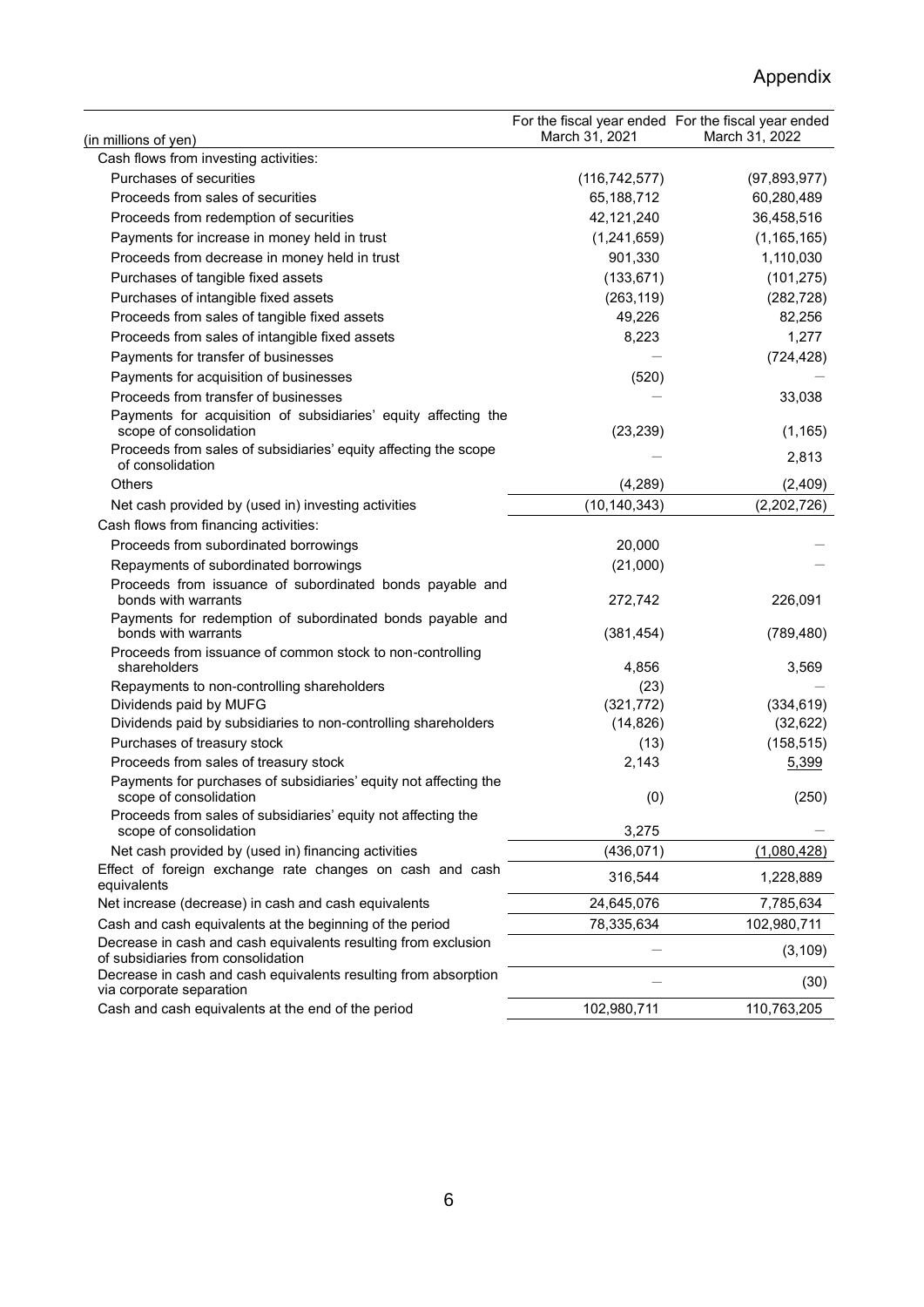# Appendix

| (in millions of yen) | For the fiscal year ended March 31, 2021 | For the fiscal year ended March 31, 2022 |
|---|---|---|
| Cash flows from investing activities: | | |
| Purchases of securities | (116,742,577) | (97,893,977) |
| Proceeds from sales of securities | 65,188,712 | 60,280,489 |
| Proceeds from redemption of securities | 42,121,240 | 36,458,516 |
| Payments for increase in money held in trust | (1,241,659) | (1,165,165) |
| Proceeds from decrease in money held in trust | 901,330 | 1,110,030 |
| Purchases of tangible fixed assets | (133,671) | (101,275) |
| Purchases of intangible fixed assets | (263,119) | (282,728) |
| Proceeds from sales of tangible fixed assets | 49,226 | 82,256 |
| Proceeds from sales of intangible fixed assets | 8,223 | 1,277 |
| Payments for transfer of businesses | — | (724,428) |
| Payments for acquisition of businesses | (520) | — |
| Proceeds from transfer of businesses | — | 33,038 |
| Payments for acquisition of subsidiaries' equity affecting the scope of consolidation | (23,239) | (1,165) |
| Proceeds from sales of subsidiaries' equity affecting the scope of consolidation | — | 2,813 |
| Others | (4,289) | (2,409) |
| Net cash provided by (used in) investing activities | (10,140,343) | (2,202,726) |
| Cash flows from financing activities: | | |
| Proceeds from subordinated borrowings | 20,000 | — |
| Repayments of subordinated borrowings | (21,000) | — |
| Proceeds from issuance of subordinated bonds payable and bonds with warrants | 272,742 | 226,091 |
| Payments for redemption of subordinated bonds payable and bonds with warrants | (381,454) | (789,480) |
| Proceeds from issuance of common stock to non-controlling shareholders | 4,856 | 3,569 |
| Repayments to non-controlling shareholders | (23) | — |
| Dividends paid by MUFG | (321,772) | (334,619) |
| Dividends paid by subsidiaries to non-controlling shareholders | (14,826) | (32,622) |
| Purchases of treasury stock | (13) | (158,515) |
| Proceeds from sales of treasury stock | 2,143 | 5,399 |
| Payments for purchases of subsidiaries' equity not affecting the scope of consolidation | (0) | (250) |
| Proceeds from sales of subsidiaries' equity not affecting the scope of consolidation | 3,275 | — |
| Net cash provided by (used in) financing activities | (436,071) | (1,080,428) |
| Effect of foreign exchange rate changes on cash and cash equivalents | 316,544 | 1,228,889 |
| Net increase (decrease) in cash and cash equivalents | 24,645,076 | 7,785,634 |
| Cash and cash equivalents at the beginning of the period | 78,335,634 | 102,980,711 |
| Decrease in cash and cash equivalents resulting from exclusion of subsidiaries from consolidation | — | (3,109) |
| Decrease in cash and cash equivalents resulting from absorption via corporate separation | — | (30) |
| Cash and cash equivalents at the end of the period | 102,980,711 | 110,763,205 |